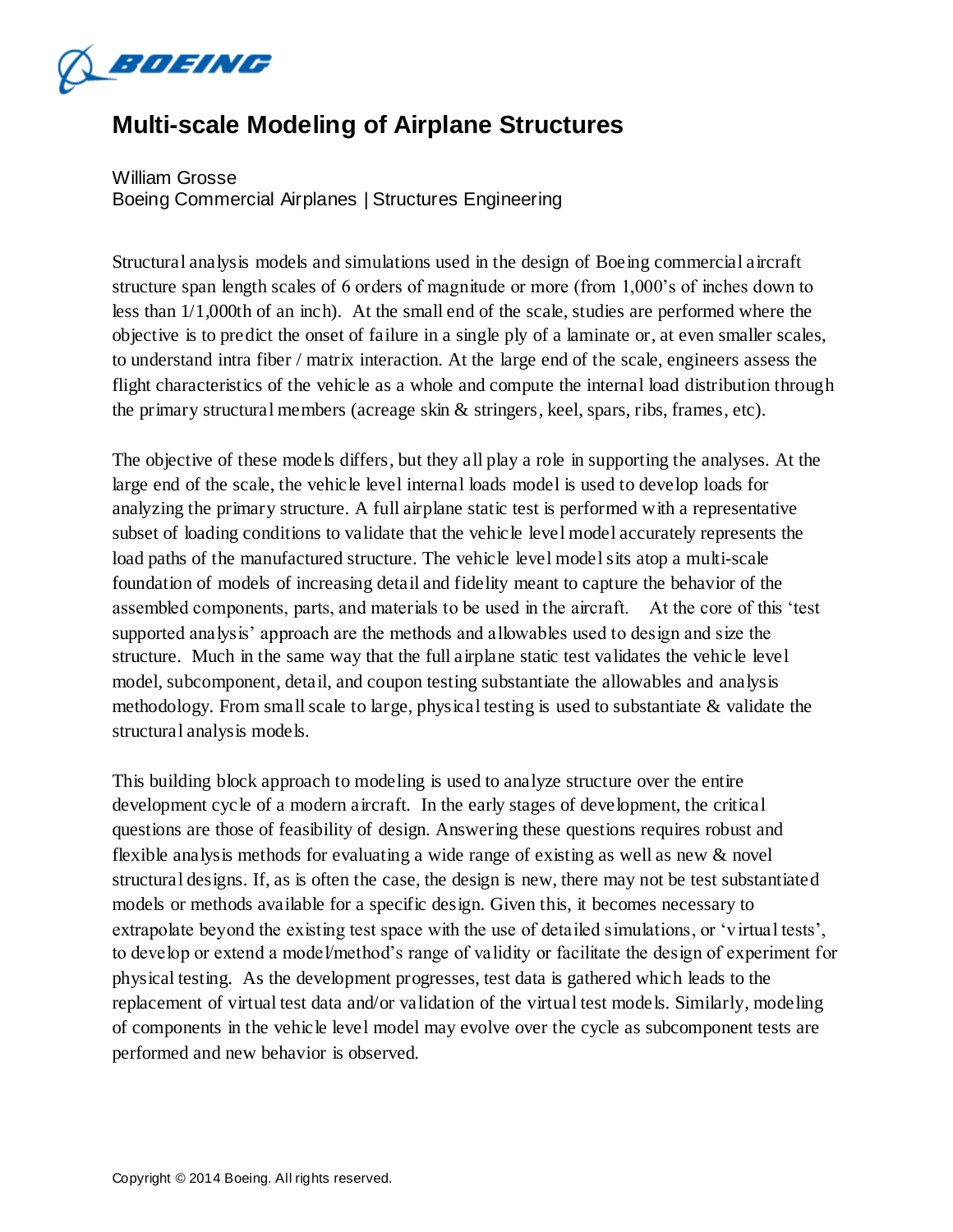# Multi-scale Modeling of Airplane Structures

William Grosse
Boeing Commercial Airplanes | Structures Engineering

Structural analysis models and simulations used in the design of Boeing commercial aircraft structure span length scales of 6 orders of magnitude or more (from 1,000's of inches down to less than 1/1,000th of an inch). At the small end of the scale, studies are performed where the objective is to predict the onset of failure in a single ply of a laminate or, at even smaller scales, to understand intra fiber / matrix interaction. At the large end of the scale, engineers assess the flight characteristics of the vehicle as a whole and compute the internal load distribution through the primary structural members (acreage skin & stringers, keel, spars, ribs, frames, etc).

The objective of these models differs, but they all play a role in supporting the analyses. At the large end of the scale, the vehicle level internal loads model is used to develop loads for analyzing the primary structure. A full airplane static test is performed with a representative subset of loading conditions to validate that the vehicle level model accurately represents the load paths of the manufactured structure. The vehicle level model sits atop a multi-scale foundation of models of increasing detail and fidelity meant to capture the behavior of the assembled components, parts, and materials to be used in the aircraft. At the core of this 'test supported analysis' approach are the methods and allowables used to design and size the structure. Much in the same way that the full airplane static test validates the vehicle level model, subcomponent, detail, and coupon testing substantiate the allowables and analysis methodology. From small scale to large, physical testing is used to substantiate & validate the structural analysis models.

This building block approach to modeling is used to analyze structure over the entire development cycle of a modern aircraft. In the early stages of development, the critical questions are those of feasibility of design. Answering these questions requires robust and flexible analysis methods for evaluating a wide range of existing as well as new & novel structural designs. If, as is often the case, the design is new, there may not be test substantiated models or methods available for a specific design. Given this, it becomes necessary to extrapolate beyond the existing test space with the use of detailed simulations, or 'virtual tests', to develop or extend a model/method's range of validity or facilitate the design of experiment for physical testing. As the development progresses, test data is gathered which leads to the replacement of virtual test data and/or validation of the virtual test models. Similarly, modeling of components in the vehicle level model may evolve over the cycle as subcomponent tests are performed and new behavior is observed.

Copyright © 2014 Boeing. All rights reserved.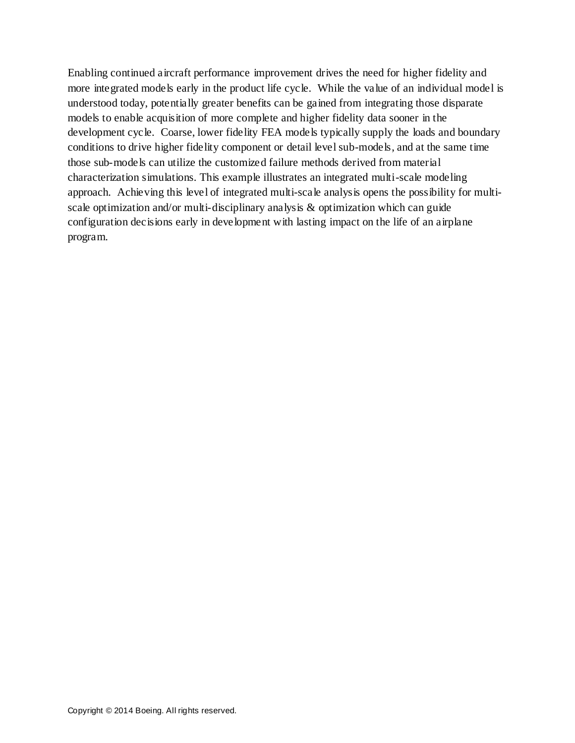Enabling continued aircraft performance improvement drives the need for higher fidelity and more integrated models early in the product life cycle. While the value of an individual model is understood today, potentially greater benefits can be gained from integrating those disparate models to enable acquisition of more complete and higher fidelity data sooner in the development cycle. Coarse, lower fidelity FEA models typically supply the loads and boundary conditions to drive higher fidelity component or detail level sub-models, and at the same time those sub-models can utilize the customized failure methods derived from material characterization simulations. This example illustrates an integrated multi-scale modeling approach. Achieving this level of integrated multi-scale analysis opens the possibility for multi-scale optimization and/or multi-disciplinary analysis & optimization which can guide configuration decisions early in development with lasting impact on the life of an airplane program.

Copyright © 2014 Boeing. All rights reserved.